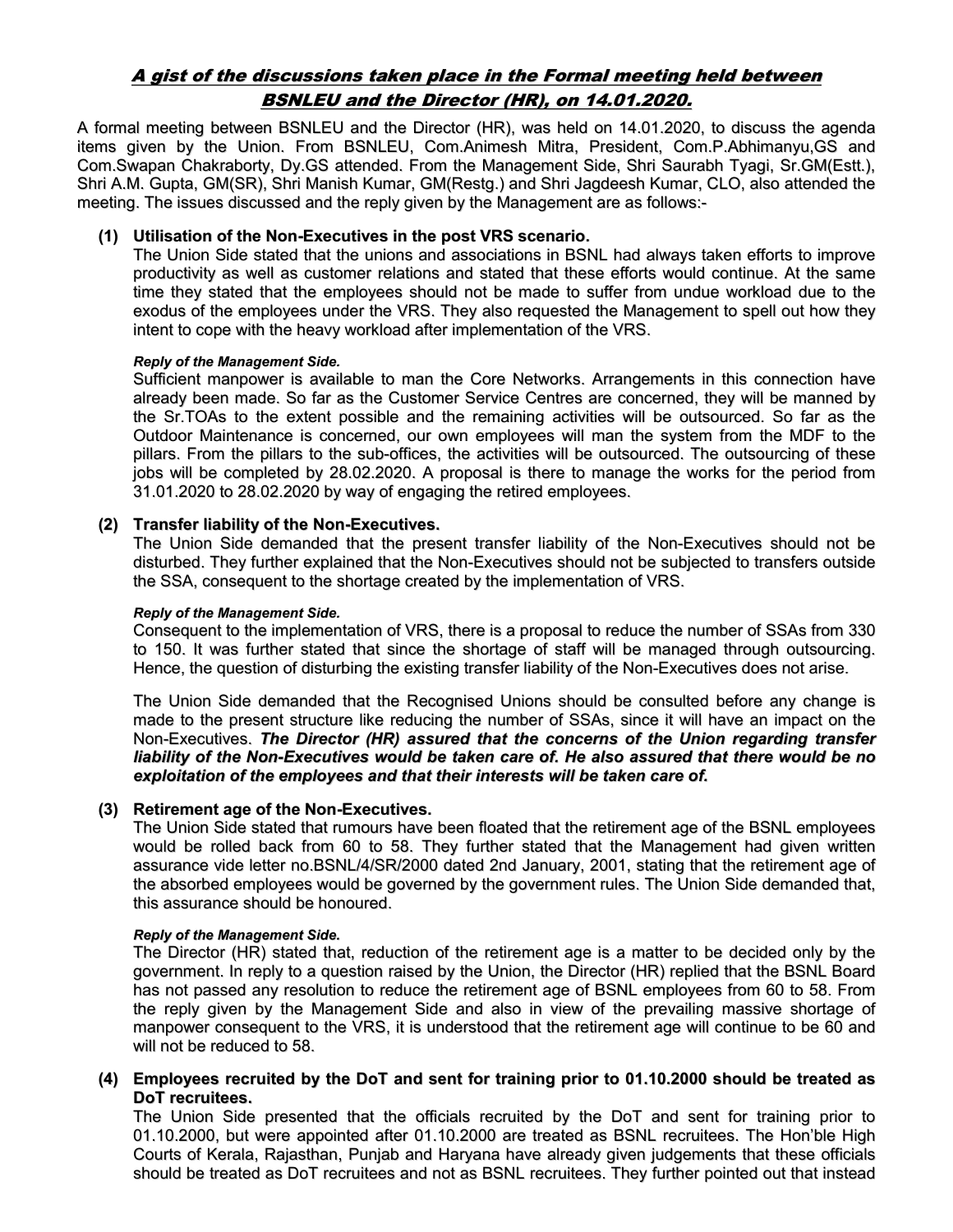# *A gist of the discussions taken place in the Formal meeting held between BSNLEU and the Director (HR), on 14.01.2020.*

A formal meeting between BSNLEU and the Director (HR), was held on 14.01.2020, to discuss the agenda items given by the Union. From BSNLEU, Com.Animesh Mitra, President, Com.P.Abhimanyu,GS and Com.Swapan Chakraborty, Dy.GS attended. From the Management Side, Shri Saurabh Tyagi, Sr.GM(Estt.), Shri A.M. Gupta, GM(SR), Shri Manish Kumar, GM(Restg.) and Shri Jagdeesh Kumar, CLO, also attended the meeting. The issues discussed and the reply given by the Management are as follows:-

**(1) Utilisation of the Non-Executives in the post VRS scenario.**

The Union Side stated that the unions and associations in BSNL had always taken efforts to improve productivity as well as customer relations and stated that these efforts would continue. At the same time they stated that the employees should not be made to suffer from undue workload due to the exodus of the employees under the VRS. They also requested the Management to spell out how they intent to cope with the heavy workload after implementation of the VRS.

***Reply of the Management Side.***

Sufficient manpower is available to man the Core Networks. Arrangements in this connection have already been made. So far as the Customer Service Centres are concerned, they will be manned by the Sr.TOAs to the extent possible and the remaining activities will be outsourced. So far as the Outdoor Maintenance is concerned, our own employees will man the system from the MDF to the pillars. From the pillars to the sub-offices, the activities will be outsourced. The outsourcing of these jobs will be completed by 28.02.2020. A proposal is there to manage the works for the period from 31.01.2020 to 28.02.2020 by way of engaging the retired employees.

**(2) Transfer liability of the Non-Executives.**

The Union Side demanded that the present transfer liability of the Non-Executives should not be disturbed. They further explained that the Non-Executives should not be subjected to transfers outside the SSA, consequent to the shortage created by the implementation of VRS.

***Reply of the Management Side.***

Consequent to the implementation of VRS, there is a proposal to reduce the number of SSAs from 330 to 150. It was further stated that since the shortage of staff will be managed through outsourcing. Hence, the question of disturbing the existing transfer liability of the Non-Executives does not arise.

The Union Side demanded that the Recognised Unions should be consulted before any change is made to the present structure like reducing the number of SSAs, since it will have an impact on the Non-Executives. ***The Director (HR) assured that the concerns of the Union regarding transfer liability of the Non-Executives would be taken care of. He also assured that there would be no exploitation of the employees and that their interests will be taken care of.***

**(3) Retirement age of the Non-Executives.**

The Union Side stated that rumours have been floated that the retirement age of the BSNL employees would be rolled back from 60 to 58. They further stated that the Management had given written assurance vide letter no.BSNL/4/SR/2000 dated 2nd January, 2001, stating that the retirement age of the absorbed employees would be governed by the government rules. The Union Side demanded that, this assurance should be honoured.

***Reply of the Management Side.***

The Director (HR) stated that, reduction of the retirement age is a matter to be decided only by the government. In reply to a question raised by the Union, the Director (HR) replied that the BSNL Board has not passed any resolution to reduce the retirement age of BSNL employees from 60 to 58. From the reply given by the Management Side and also in view of the prevailing massive shortage of manpower consequent to the VRS, it is understood that the retirement age will continue to be 60 and will not be reduced to 58.

**(4) Employees recruited by the DoT and sent for training prior to 01.10.2000 should be treated as DoT recruitees.**

The Union Side presented that the officials recruited by the DoT and sent for training prior to 01.10.2000, but were appointed after 01.10.2000 are treated as BSNL recruitees. The Hon'ble High Courts of Kerala, Rajasthan, Punjab and Haryana have already given judgements that these officials should be treated as DoT recruitees and not as BSNL recruitees. They further pointed out that instead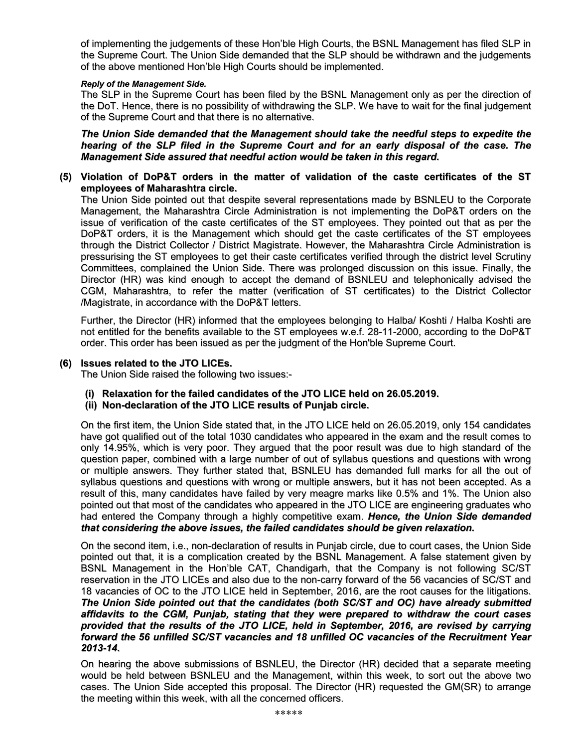of implementing the judgements of these Hon'ble High Courts, the BSNL Management has filed SLP in the Supreme Court. The Union Side demanded that the SLP should be withdrawn and the judgements of the above mentioned Hon'ble High Courts should be implemented.

***Reply of the Management Side.***

The SLP in the Supreme Court has been filed by the BSNL Management only as per the direction of the DoT. Hence, there is no possibility of withdrawing the SLP. We have to wait for the final judgement of the Supreme Court and that there is no alternative.

***The Union Side demanded that the Management should take the needful steps to expedite the hearing of the SLP filed in the Supreme Court and for an early disposal of the case. The Management Side assured that needful action would be taken in this regard.***

**(5) Violation of DoP&T orders in the matter of validation of the caste certificates of the ST employees of Maharashtra circle.**

The Union Side pointed out that despite several representations made by BSNLEU to the Corporate Management, the Maharashtra Circle Administration is not implementing the DoP&T orders on the issue of verification of the caste certificates of the ST employees. They pointed out that as per the DoP&T orders, it is the Management which should get the caste certificates of the ST employees through the District Collector / District Magistrate. However, the Maharashtra Circle Administration is pressurising the ST employees to get their caste certificates verified through the district level Scrutiny Committees, complained the Union Side. There was prolonged discussion on this issue. Finally, the Director (HR) was kind enough to accept the demand of BSNLEU and telephonically advised the CGM, Maharashtra, to refer the matter (verification of ST certificates) to the District Collector /Magistrate, in accordance with the DoP&T letters.

Further, the Director (HR) informed that the employees belonging to Halba/ Koshti / Halba Koshti are not entitled for the benefits available to the ST employees w.e.f. 28-11-2000, according to the DoP&T order. This order has been issued as per the judgment of the Hon'ble Supreme Court.

**(6) Issues related to the JTO LICEs.**

The Union Side raised the following two issues:-

**(i) Relaxation for the failed candidates of the JTO LICE held on 26.05.2019.**

**(ii) Non-declaration of the JTO LICE results of Punjab circle.**

On the first item, the Union Side stated that, in the JTO LICE held on 26.05.2019, only 154 candidates have got qualified out of the total 1030 candidates who appeared in the exam and the result comes to only 14.95%, which is very poor. They argued that the poor result was due to high standard of the question paper, combined with a large number of out of syllabus questions and questions with wrong or multiple answers. They further stated that, BSNLEU has demanded full marks for all the out of syllabus questions and questions with wrong or multiple answers, but it has not been accepted. As a result of this, many candidates have failed by very meagre marks like 0.5% and 1%. The Union also pointed out that most of the candidates who appeared in the JTO LICE are engineering graduates who had entered the Company through a highly competitive exam. ***Hence, the Union Side demanded that considering the above issues, the failed candidates should be given relaxation.***

On the second item, i.e., non-declaration of results in Punjab circle, due to court cases, the Union Side pointed out that, it is a complication created by the BSNL Management. A false statement given by BSNL Management in the Hon'ble CAT, Chandigarh, that the Company is not following SC/ST reservation in the JTO LICEs and also due to the non-carry forward of the 56 vacancies of SC/ST and 18 vacancies of OC to the JTO LICE held in September, 2016, are the root causes for the litigations. ***The Union Side pointed out that the candidates (both SC/ST and OC) have already submitted affidavits to the CGM, Punjab, stating that they were prepared to withdraw the court cases provided that the results of the JTO LICE, held in September, 2016, are revised by carrying forward the 56 unfilled SC/ST vacancies and 18 unfilled OC vacancies of the Recruitment Year 2013-14.***

On hearing the above submissions of BSNLEU, the Director (HR) decided that a separate meeting would be held between BSNLEU and the Management, within this week, to sort out the above two cases. The Union Side accepted this proposal. The Director (HR) requested the GM(SR) to arrange the meeting within this week, with all the concerned officers.

\*\*\*\*\*